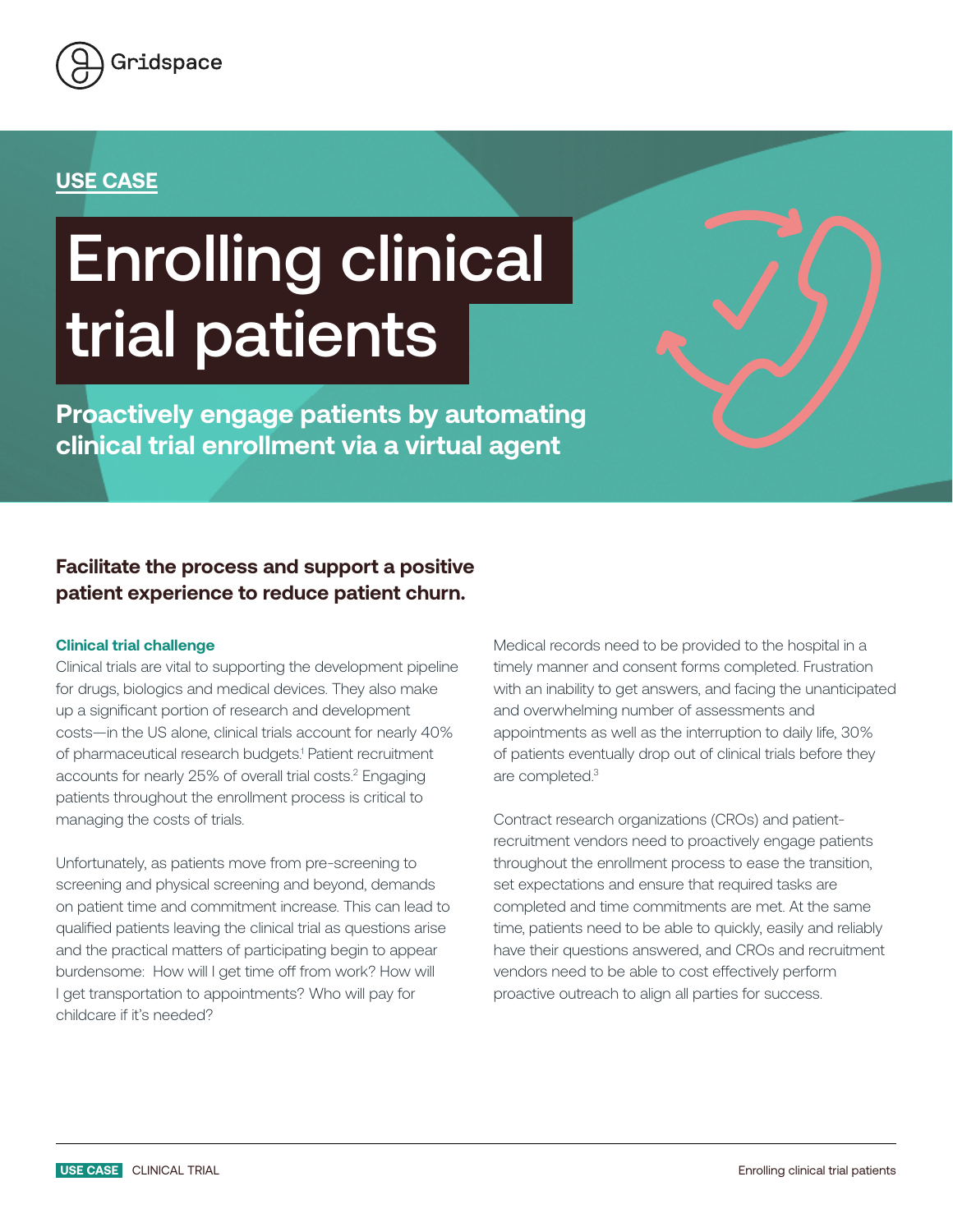Gridspace

**USE CASE**

# Enrolling clinical trial patients

## Proactively engage patients by automating clinical trial enrollment via a virtual agent

### Facilitate the process and support a positive patient experience to reduce patient churn.

**Clinical trial challenge**

Clinical trials are vital to supporting the development pipeline for drugs, biologics and medical devices. They also make up a significant portion of research and development costs—in the US alone, clinical trials account for nearly 40% of pharmaceutical research budgets.[1] Patient recruitment accounts for nearly 25% of overall trial costs.[2] Engaging patients throughout the enrollment process is critical to managing the costs of trials.

Unfortunately, as patients move from pre-screening to screening and physical screening and beyond, demands on patient time and commitment increase. This can lead to qualified patients leaving the clinical trial as questions arise and the practical matters of participating begin to appear burdensome: How will I get time off from work? How will I get transportation to appointments? Who will pay for childcare if it's needed?

Medical records need to be provided to the hospital in a timely manner and consent forms completed. Frustration with an inability to get answers, and facing the unanticipated and overwhelming number of assessments and appointments as well as the interruption to daily life, 30% of patients eventually drop out of clinical trials before they are completed.[3]

Contract research organizations (CROs) and patient-recruitment vendors need to proactively engage patients throughout the enrollment process to ease the transition, set expectations and ensure that required tasks are completed and time commitments are met. At the same time, patients need to be able to quickly, easily and reliably have their questions answered, and CROs and recruitment vendors need to be able to cost effectively perform proactive outreach to align all parties for success.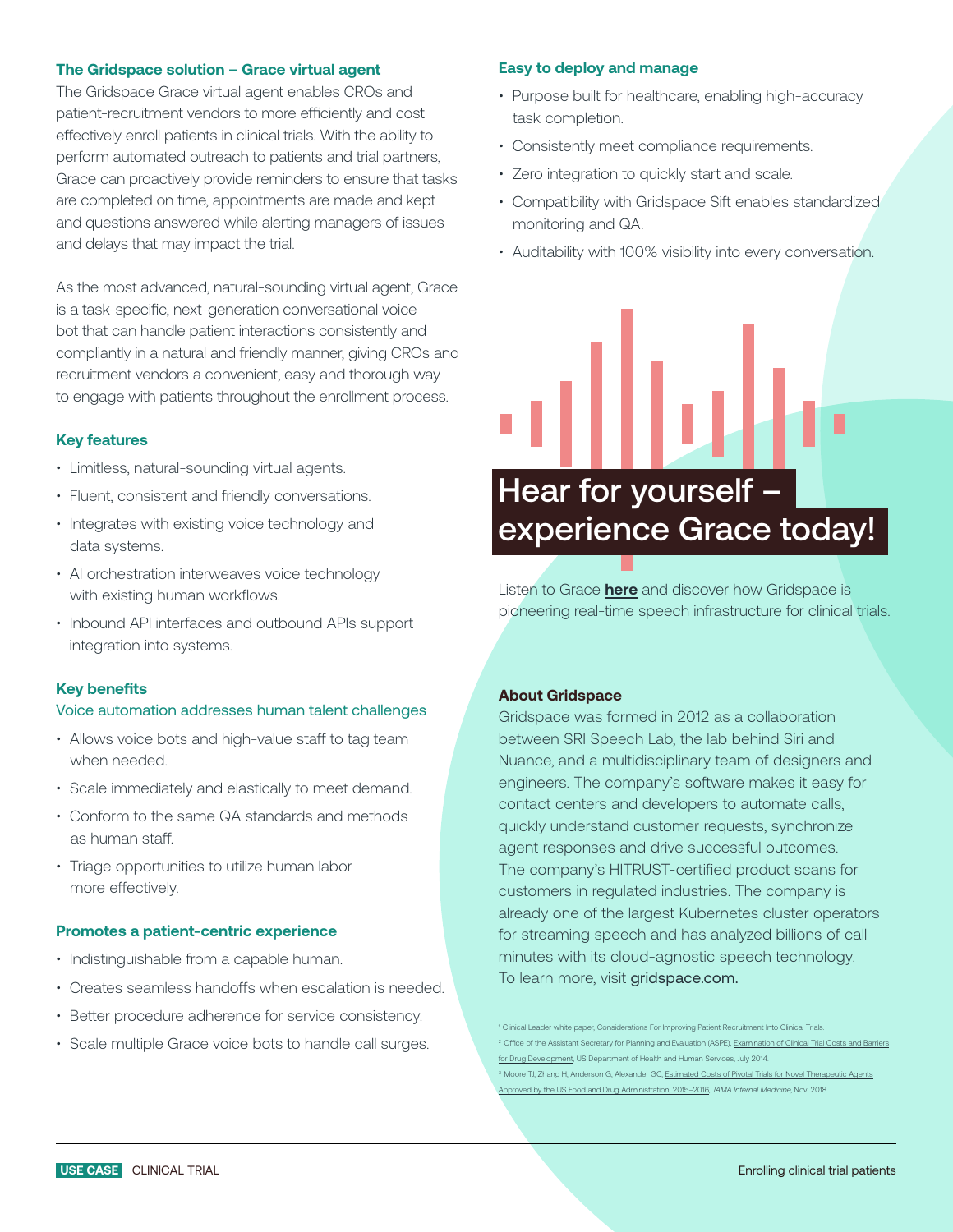### The Gridspace solution – Grace virtual agent

The Gridspace Grace virtual agent enables CROs and patient-recruitment vendors to more efficiently and cost effectively enroll patients in clinical trials. With the ability to perform automated outreach to patients and trial partners, Grace can proactively provide reminders to ensure that tasks are completed on time, appointments are made and kept and questions answered while alerting managers of issues and delays that may impact the trial.

As the most advanced, natural-sounding virtual agent, Grace is a task-specific, next-generation conversational voice bot that can handle patient interactions consistently and compliantly in a natural and friendly manner, giving CROs and recruitment vendors a convenient, easy and thorough way to engage with patients throughout the enrollment process.

### Key features

- Limitless, natural-sounding virtual agents.
- Fluent, consistent and friendly conversations.
- Integrates with existing voice technology and data systems.
- AI orchestration interweaves voice technology with existing human workflows.
- Inbound API interfaces and outbound APIs support integration into systems.

### Key benefits

#### Voice automation addresses human talent challenges

- Allows voice bots and high-value staff to tag team when needed.
- Scale immediately and elastically to meet demand.
- Conform to the same QA standards and methods as human staff.
- Triage opportunities to utilize human labor more effectively.

### Promotes a patient-centric experience

- Indistinguishable from a capable human.
- Creates seamless handoffs when escalation is needed.
- Better procedure adherence for service consistency.
- Scale multiple Grace voice bots to handle call surges.

### Easy to deploy and manage

- Purpose built for healthcare, enabling high-accuracy task completion.
- Consistently meet compliance requirements.
- Zero integration to quickly start and scale.
- Compatibility with Gridspace Sift enables standardized monitoring and QA.
- Auditability with 100% visibility into every conversation.

## Hear for yourself – experience Grace today!

Listen to Grace **here** and discover how Gridspace is pioneering real-time speech infrastructure for clinical trials.

### About Gridspace

Gridspace was formed in 2012 as a collaboration between SRI Speech Lab, the lab behind Siri and Nuance, and a multidisciplinary team of designers and engineers. The company's software makes it easy for contact centers and developers to automate calls, quickly understand customer requests, synchronize agent responses and drive successful outcomes. The company's HITRUST-certified product scans for customers in regulated industries. The company is already one of the largest Kubernetes cluster operators for streaming speech and has analyzed billions of call minutes with its cloud-agnostic speech technology. To learn more, visit gridspace.com.

[1] Clinical Leader white paper, Considerations For Improving Patient Recruitment Into Clinical Trials.

[2] Office of the Assistant Secretary for Planning and Evaluation (ASPE), Examination of Clinical Trial Costs and Barriers for Drug Development, US Department of Health and Human Services, July 2014.

[3] Moore TJ, Zhang H, Anderson G, Alexander GC, Estimated Costs of Pivotal Trials for Novel Therapeutic Agents Approved by the US Food and Drug Administration, 2015–2016, *JAMA Internal Medicine*, Nov. 2018.